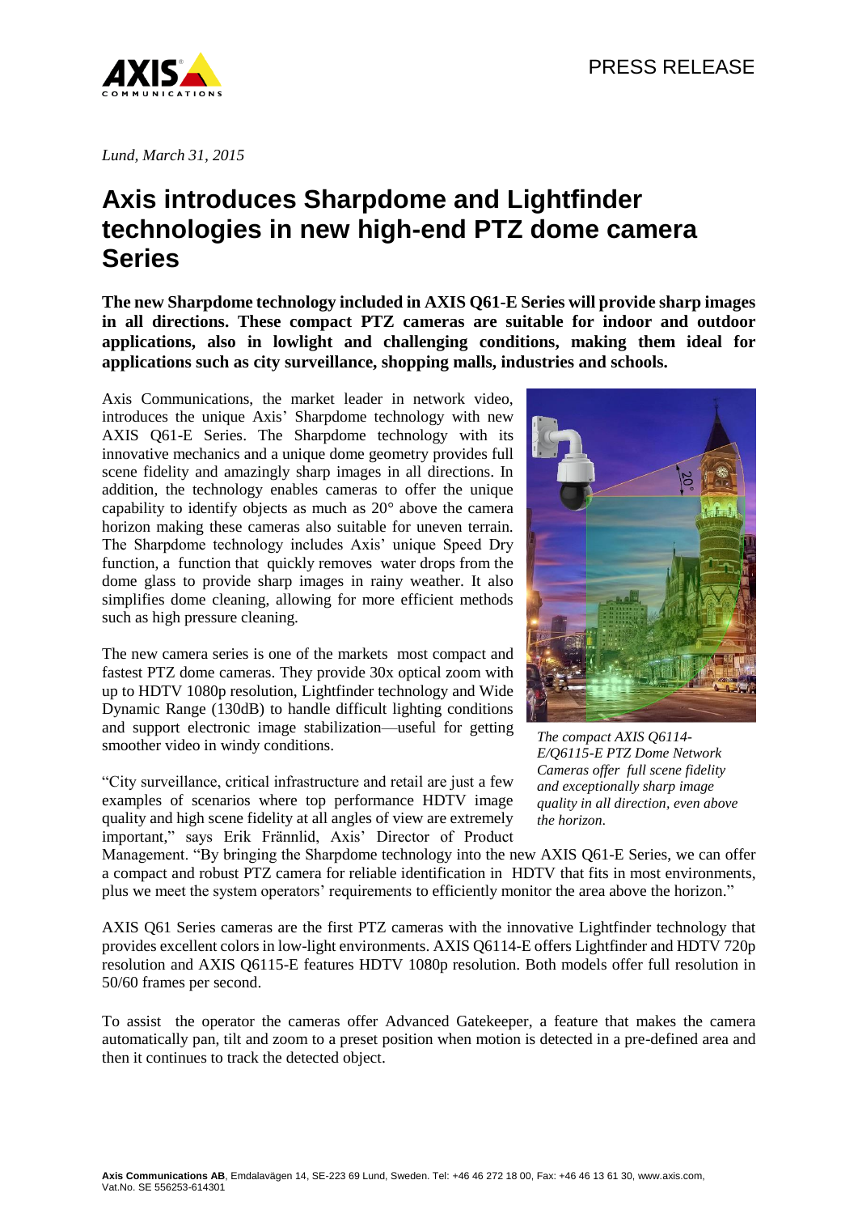PRESS RELEASE

*Lund, March 31, 2015*

# Axis introduces Sharpdome and Lightfinder technologies in new high-end PTZ dome camera Series

**The new Sharpdome technology included in AXIS Q61-E Series will provide sharp images in all directions. These compact PTZ cameras are suitable for indoor and outdoor applications, also in lowlight and challenging conditions, making them ideal for applications such as city surveillance, shopping malls, industries and schools.**

Axis Communications, the market leader in network video, introduces the unique Axis' Sharpdome technology with new AXIS Q61-E Series. The Sharpdome technology with its innovative mechanics and a unique dome geometry provides full scene fidelity and amazingly sharp images in all directions. In addition, the technology enables cameras to offer the unique capability to identify objects as much as 20° above the camera horizon making these cameras also suitable for uneven terrain. The Sharpdome technology includes Axis' unique Speed Dry function, a function that quickly removes water drops from the dome glass to provide sharp images in rainy weather. It also simplifies dome cleaning, allowing for more efficient methods such as high pressure cleaning.

*The compact AXIS Q6114-E/Q6115-E PTZ Dome Network Cameras offer full scene fidelity and exceptionally sharp image quality in all direction, even above the horizon.*

The new camera series is one of the markets most compact and fastest PTZ dome cameras. They provide 30x optical zoom with up to HDTV 1080p resolution, Lightfinder technology and Wide Dynamic Range (130dB) to handle difficult lighting conditions and support electronic image stabilization—useful for getting smoother video in windy conditions.

"City surveillance, critical infrastructure and retail are just a few examples of scenarios where top performance HDTV image quality and high scene fidelity at all angles of view are extremely important," says Erik Frännlid, Axis' Director of Product Management. "By bringing the Sharpdome technology into the new AXIS Q61-E Series, we can offer a compact and robust PTZ camera for reliable identification in HDTV that fits in most environments, plus we meet the system operators' requirements to efficiently monitor the area above the horizon."

AXIS Q61 Series cameras are the first PTZ cameras with the innovative Lightfinder technology that provides excellent colors in low-light environments. AXIS Q6114-E offers Lightfinder and HDTV 720p resolution and AXIS Q6115-E features HDTV 1080p resolution. Both models offer full resolution in 50/60 frames per second.

To assist the operator the cameras offer Advanced Gatekeeper, a feature that makes the camera automatically pan, tilt and zoom to a preset position when motion is detected in a pre-defined area and then it continues to track the detected object.

**Axis Communications AB**, Emdalavägen 14, SE-223 69 Lund, Sweden. Tel: +46 46 272 18 00, Fax: +46 46 13 61 30, www.axis.com, Vat.No. SE 556253-614301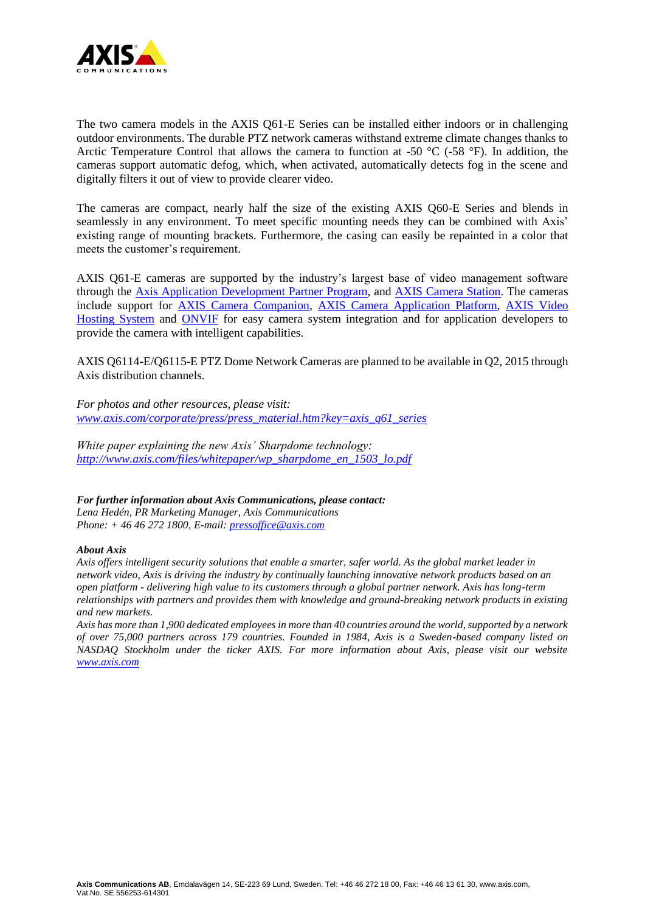The two camera models in the AXIS Q61-E Series can be installed either indoors or in challenging outdoor environments. The durable PTZ network cameras withstand extreme climate changes thanks to Arctic Temperature Control that allows the camera to function at -50 °C (-58 °F). In addition, the cameras support automatic defog, which, when activated, automatically detects fog in the scene and digitally filters it out of view to provide clearer video.

The cameras are compact, nearly half the size of the existing AXIS Q60-E Series and blends in seamlessly in any environment. To meet specific mounting needs they can be combined with Axis' existing range of mounting brackets. Furthermore, the casing can easily be repainted in a color that meets the customer's requirement.

AXIS Q61-E cameras are supported by the industry's largest base of video management software through the [Axis Application Development Partner Program](), and [AXIS Camera Station](). The cameras include support for [AXIS Camera Companion](), [AXIS Camera Application Platform](), [AXIS Video Hosting System]() and [ONVIF]() for easy camera system integration and for application developers to provide the camera with intelligent capabilities.

AXIS Q6114-E/Q6115-E PTZ Dome Network Cameras are planned to be available in Q2, 2015 through Axis distribution channels.

*For photos and other resources, please visit:*
*www.axis.com/corporate/press/press_material.htm?key=axis_q61_series*

*White paper explaining the new Axis' Sharpdome technology:*
*http://www.axis.com/files/whitepaper/wp_sharpdome_en_1503_lo.pdf*

***For further information about Axis Communications, please contact:***
*Lena Hedén, PR Marketing Manager, Axis Communications*
*Phone: + 46 46 272 1800, E-mail: pressoffice@axis.com*

***About Axis***
*Axis offers intelligent security solutions that enable a smarter, safer world. As the global market leader in network video, Axis is driving the industry by continually launching innovative network products based on an open platform - delivering high value to its customers through a global partner network. Axis has long-term relationships with partners and provides them with knowledge and ground-breaking network products in existing and new markets.*
*Axis has more than 1,900 dedicated employees in more than 40 countries around the world, supported by a network of over 75,000 partners across 179 countries. Founded in 1984, Axis is a Sweden-based company listed on NASDAQ Stockholm under the ticker AXIS. For more information about Axis, please visit our website www.axis.com*